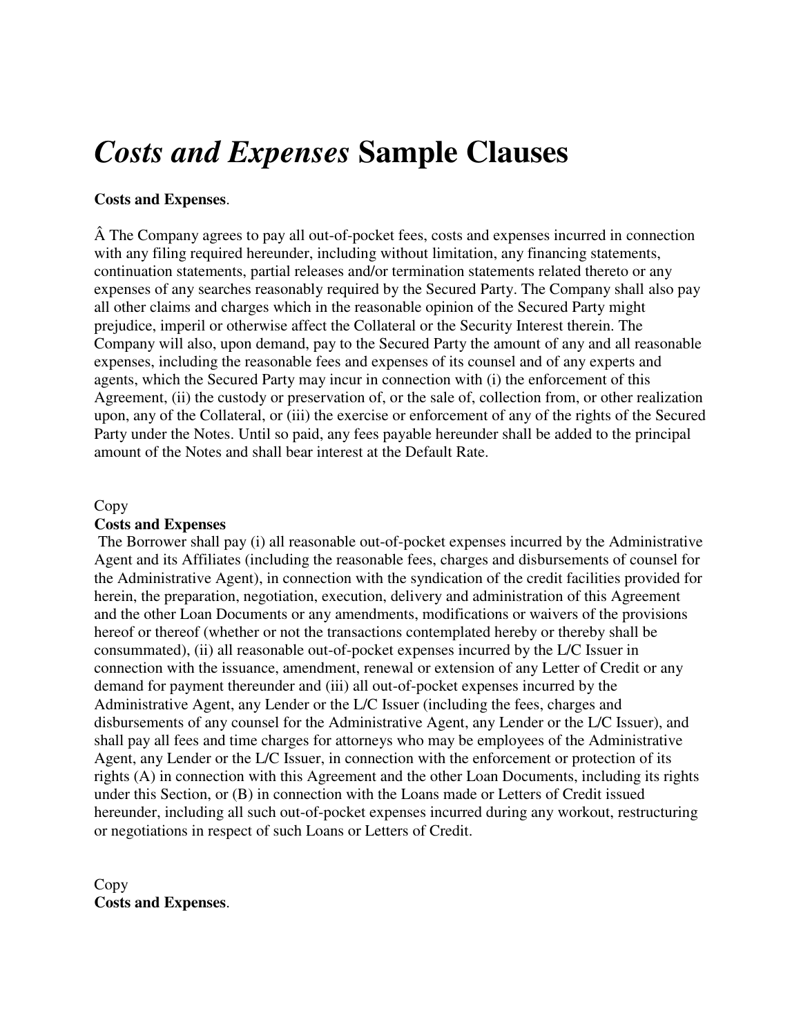# *Costs and Expenses* Sample Clauses

**Costs and Expenses**.

Â The Company agrees to pay all out-of-pocket fees, costs and expenses incurred in connection with any filing required hereunder, including without limitation, any financing statements, continuation statements, partial releases and/or termination statements related thereto or any expenses of any searches reasonably required by the Secured Party. The Company shall also pay all other claims and charges which in the reasonable opinion of the Secured Party might prejudice, imperil or otherwise affect the Collateral or the Security Interest therein. The Company will also, upon demand, pay to the Secured Party the amount of any and all reasonable expenses, including the reasonable fees and expenses of its counsel and of any experts and agents, which the Secured Party may incur in connection with (i) the enforcement of this Agreement, (ii) the custody or preservation of, or the sale of, collection from, or other realization upon, any of the Collateral, or (iii) the exercise or enforcement of any of the rights of the Secured Party under the Notes. Until so paid, any fees payable hereunder shall be added to the principal amount of the Notes and shall bear interest at the Default Rate.

Copy

**Costs and Expenses**

The Borrower shall pay (i) all reasonable out-of-pocket expenses incurred by the Administrative Agent and its Affiliates (including the reasonable fees, charges and disbursements of counsel for the Administrative Agent), in connection with the syndication of the credit facilities provided for herein, the preparation, negotiation, execution, delivery and administration of this Agreement and the other Loan Documents or any amendments, modifications or waivers of the provisions hereof or thereof (whether or not the transactions contemplated hereby or thereby shall be consummated), (ii) all reasonable out-of-pocket expenses incurred by the L/C Issuer in connection with the issuance, amendment, renewal or extension of any Letter of Credit or any demand for payment thereunder and (iii) all out-of-pocket expenses incurred by the Administrative Agent, any Lender or the L/C Issuer (including the fees, charges and disbursements of any counsel for the Administrative Agent, any Lender or the L/C Issuer), and shall pay all fees and time charges for attorneys who may be employees of the Administrative Agent, any Lender or the L/C Issuer, in connection with the enforcement or protection of its rights (A) in connection with this Agreement and the other Loan Documents, including its rights under this Section, or (B) in connection with the Loans made or Letters of Credit issued hereunder, including all such out-of-pocket expenses incurred during any workout, restructuring or negotiations in respect of such Loans or Letters of Credit.

Copy

**Costs and Expenses**.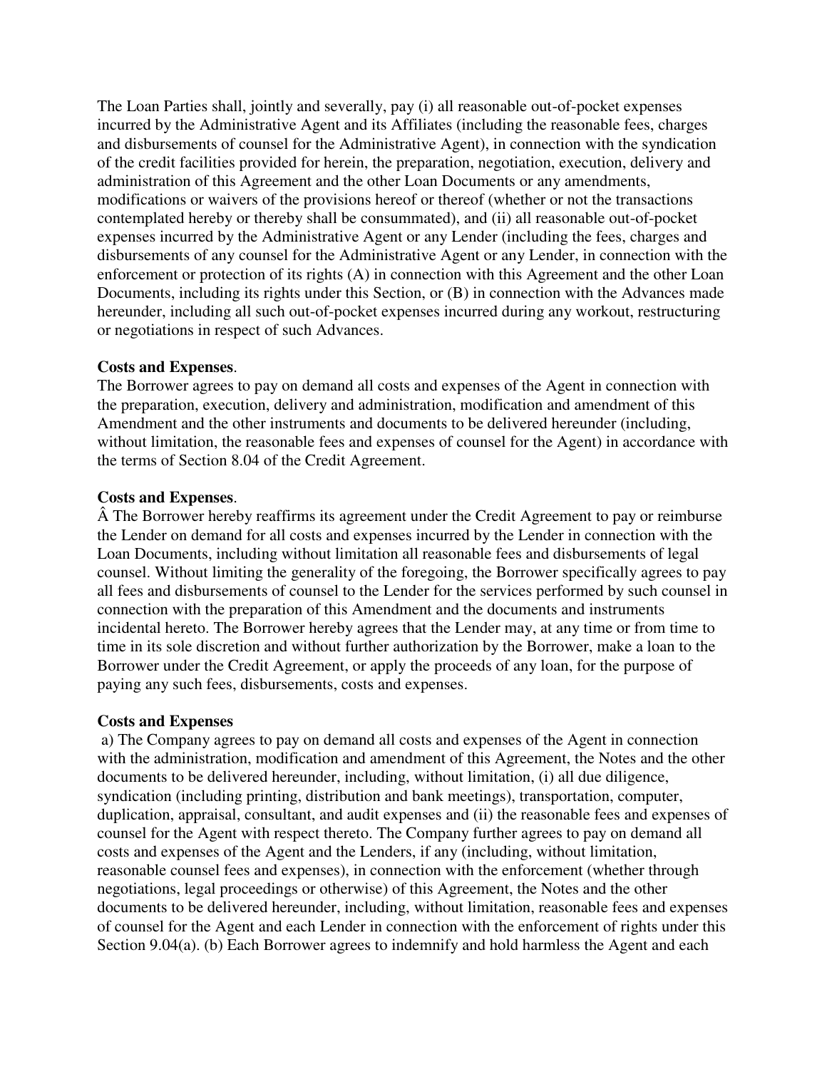The Loan Parties shall, jointly and severally, pay (i) all reasonable out-of-pocket expenses incurred by the Administrative Agent and its Affiliates (including the reasonable fees, charges and disbursements of counsel for the Administrative Agent), in connection with the syndication of the credit facilities provided for herein, the preparation, negotiation, execution, delivery and administration of this Agreement and the other Loan Documents or any amendments, modifications or waivers of the provisions hereof or thereof (whether or not the transactions contemplated hereby or thereby shall be consummated), and (ii) all reasonable out-of-pocket expenses incurred by the Administrative Agent or any Lender (including the fees, charges and disbursements of any counsel for the Administrative Agent or any Lender, in connection with the enforcement or protection of its rights (A) in connection with this Agreement and the other Loan Documents, including its rights under this Section, or (B) in connection with the Advances made hereunder, including all such out-of-pocket expenses incurred during any workout, restructuring or negotiations in respect of such Advances.

**Costs and Expenses**.
The Borrower agrees to pay on demand all costs and expenses of the Agent in connection with the preparation, execution, delivery and administration, modification and amendment of this Amendment and the other instruments and documents to be delivered hereunder (including, without limitation, the reasonable fees and expenses of counsel for the Agent) in accordance with the terms of Section 8.04 of the Credit Agreement.

**Costs and Expenses**.
Â The Borrower hereby reaffirms its agreement under the Credit Agreement to pay or reimburse the Lender on demand for all costs and expenses incurred by the Lender in connection with the Loan Documents, including without limitation all reasonable fees and disbursements of legal counsel. Without limiting the generality of the foregoing, the Borrower specifically agrees to pay all fees and disbursements of counsel to the Lender for the services performed by such counsel in connection with the preparation of this Amendment and the documents and instruments incidental hereto. The Borrower hereby agrees that the Lender may, at any time or from time to time in its sole discretion and without further authorization by the Borrower, make a loan to the Borrower under the Credit Agreement, or apply the proceeds of any loan, for the purpose of paying any such fees, disbursements, costs and expenses.

**Costs and Expenses**
a) The Company agrees to pay on demand all costs and expenses of the Agent in connection with the administration, modification and amendment of this Agreement, the Notes and the other documents to be delivered hereunder, including, without limitation, (i) all due diligence, syndication (including printing, distribution and bank meetings), transportation, computer, duplication, appraisal, consultant, and audit expenses and (ii) the reasonable fees and expenses of counsel for the Agent with respect thereto. The Company further agrees to pay on demand all costs and expenses of the Agent and the Lenders, if any (including, without limitation, reasonable counsel fees and expenses), in connection with the enforcement (whether through negotiations, legal proceedings or otherwise) of this Agreement, the Notes and the other documents to be delivered hereunder, including, without limitation, reasonable fees and expenses of counsel for the Agent and each Lender in connection with the enforcement of rights under this Section 9.04(a). (b) Each Borrower agrees to indemnify and hold harmless the Agent and each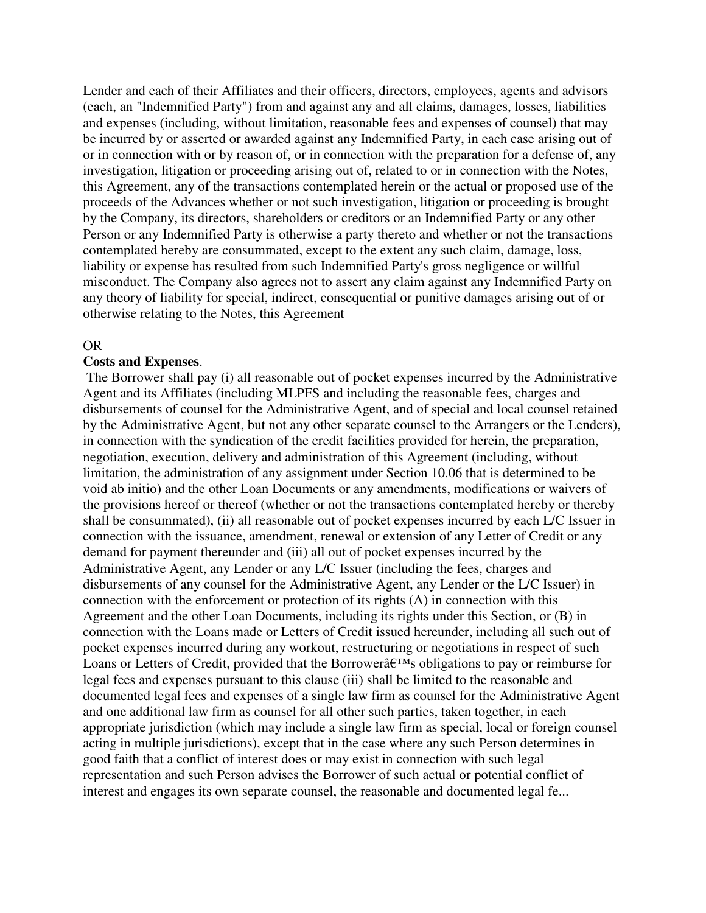Lender and each of their Affiliates and their officers, directors, employees, agents and advisors (each, an "Indemnified Party") from and against any and all claims, damages, losses, liabilities and expenses (including, without limitation, reasonable fees and expenses of counsel) that may be incurred by or asserted or awarded against any Indemnified Party, in each case arising out of or in connection with or by reason of, or in connection with the preparation for a defense of, any investigation, litigation or proceeding arising out of, related to or in connection with the Notes, this Agreement, any of the transactions contemplated herein or the actual or proposed use of the proceeds of the Advances whether or not such investigation, litigation or proceeding is brought by the Company, its directors, shareholders or creditors or an Indemnified Party or any other Person or any Indemnified Party is otherwise a party thereto and whether or not the transactions contemplated hereby are consummated, except to the extent any such claim, damage, loss, liability or expense has resulted from such Indemnified Party's gross negligence or willful misconduct. The Company also agrees not to assert any claim against any Indemnified Party on any theory of liability for special, indirect, consequential or punitive damages arising out of or otherwise relating to the Notes, this Agreement

OR

**Costs and Expenses**.

The Borrower shall pay (i) all reasonable out of pocket expenses incurred by the Administrative Agent and its Affiliates (including MLPFS and including the reasonable fees, charges and disbursements of counsel for the Administrative Agent, and of special and local counsel retained by the Administrative Agent, but not any other separate counsel to the Arrangers or the Lenders), in connection with the syndication of the credit facilities provided for herein, the preparation, negotiation, execution, delivery and administration of this Agreement (including, without limitation, the administration of any assignment under Section 10.06 that is determined to be void ab initio) and the other Loan Documents or any amendments, modifications or waivers of the provisions hereof or thereof (whether or not the transactions contemplated hereby or thereby shall be consummated), (ii) all reasonable out of pocket expenses incurred by each L/C Issuer in connection with the issuance, amendment, renewal or extension of any Letter of Credit or any demand for payment thereunder and (iii) all out of pocket expenses incurred by the Administrative Agent, any Lender or any L/C Issuer (including the fees, charges and disbursements of any counsel for the Administrative Agent, any Lender or the L/C Issuer) in connection with the enforcement or protection of its rights (A) in connection with this Agreement and the other Loan Documents, including its rights under this Section, or (B) in connection with the Loans made or Letters of Credit issued hereunder, including all such out of pocket expenses incurred during any workout, restructuring or negotiations in respect of such Loans or Letters of Credit, provided that the Borrowerâ€™s obligations to pay or reimburse for legal fees and expenses pursuant to this clause (iii) shall be limited to the reasonable and documented legal fees and expenses of a single law firm as counsel for the Administrative Agent and one additional law firm as counsel for all other such parties, taken together, in each appropriate jurisdiction (which may include a single law firm as special, local or foreign counsel acting in multiple jurisdictions), except that in the case where any such Person determines in good faith that a conflict of interest does or may exist in connection with such legal representation and such Person advises the Borrower of such actual or potential conflict of interest and engages its own separate counsel, the reasonable and documented legal fe...